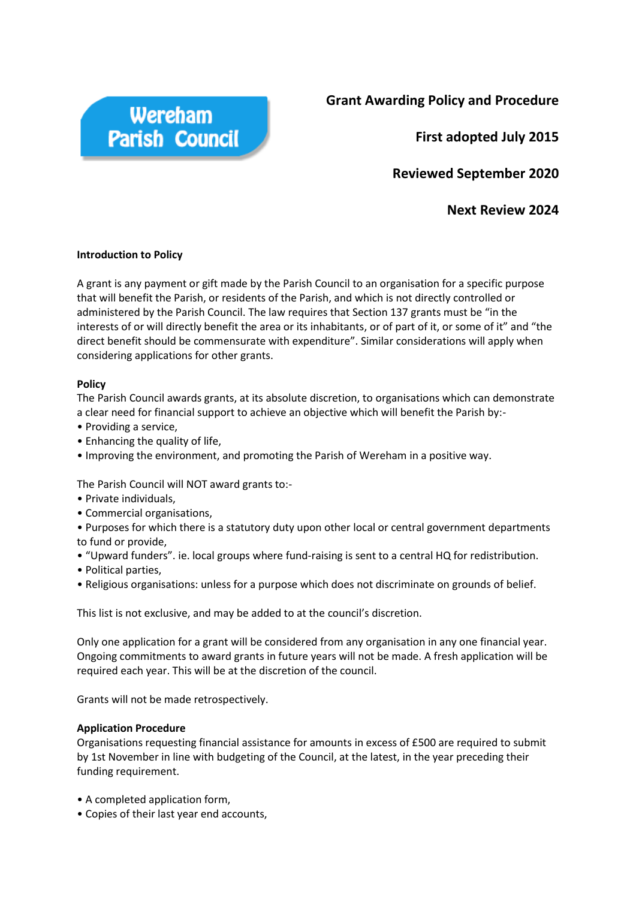Wereham Parish Council

# Grant Awarding Policy and Procedure

**First adopted July 2015**

**Reviewed September 2020**

**Next Review 2024**

**Introduction to Policy**

A grant is any payment or gift made by the Parish Council to an organisation for a specific purpose that will benefit the Parish, or residents of the Parish, and which is not directly controlled or administered by the Parish Council. The law requires that Section 137 grants must be "in the interests of or will directly benefit the area or its inhabitants, or of part of it, or some of it" and "the direct benefit should be commensurate with expenditure". Similar considerations will apply when considering applications for other grants.

**Policy**

The Parish Council awards grants, at its absolute discretion, to organisations which can demonstrate a clear need for financial support to achieve an objective which will benefit the Parish by:-

- Providing a service,
- Enhancing the quality of life,
- Improving the environment, and promoting the Parish of Wereham in a positive way.

The Parish Council will NOT award grants to:-

- Private individuals,
- Commercial organisations,
- Purposes for which there is a statutory duty upon other local or central government departments to fund or provide,
- "Upward funders". ie. local groups where fund-raising is sent to a central HQ for redistribution.
- Political parties,
- Religious organisations: unless for a purpose which does not discriminate on grounds of belief.

This list is not exclusive, and may be added to at the council's discretion.

Only one application for a grant will be considered from any organisation in any one financial year. Ongoing commitments to award grants in future years will not be made. A fresh application will be required each year. This will be at the discretion of the council.

Grants will not be made retrospectively.

**Application Procedure**

Organisations requesting financial assistance for amounts in excess of £500 are required to submit by 1st November in line with budgeting of the Council, at the latest, in the year preceding their funding requirement.

- A completed application form,
- Copies of their last year end accounts,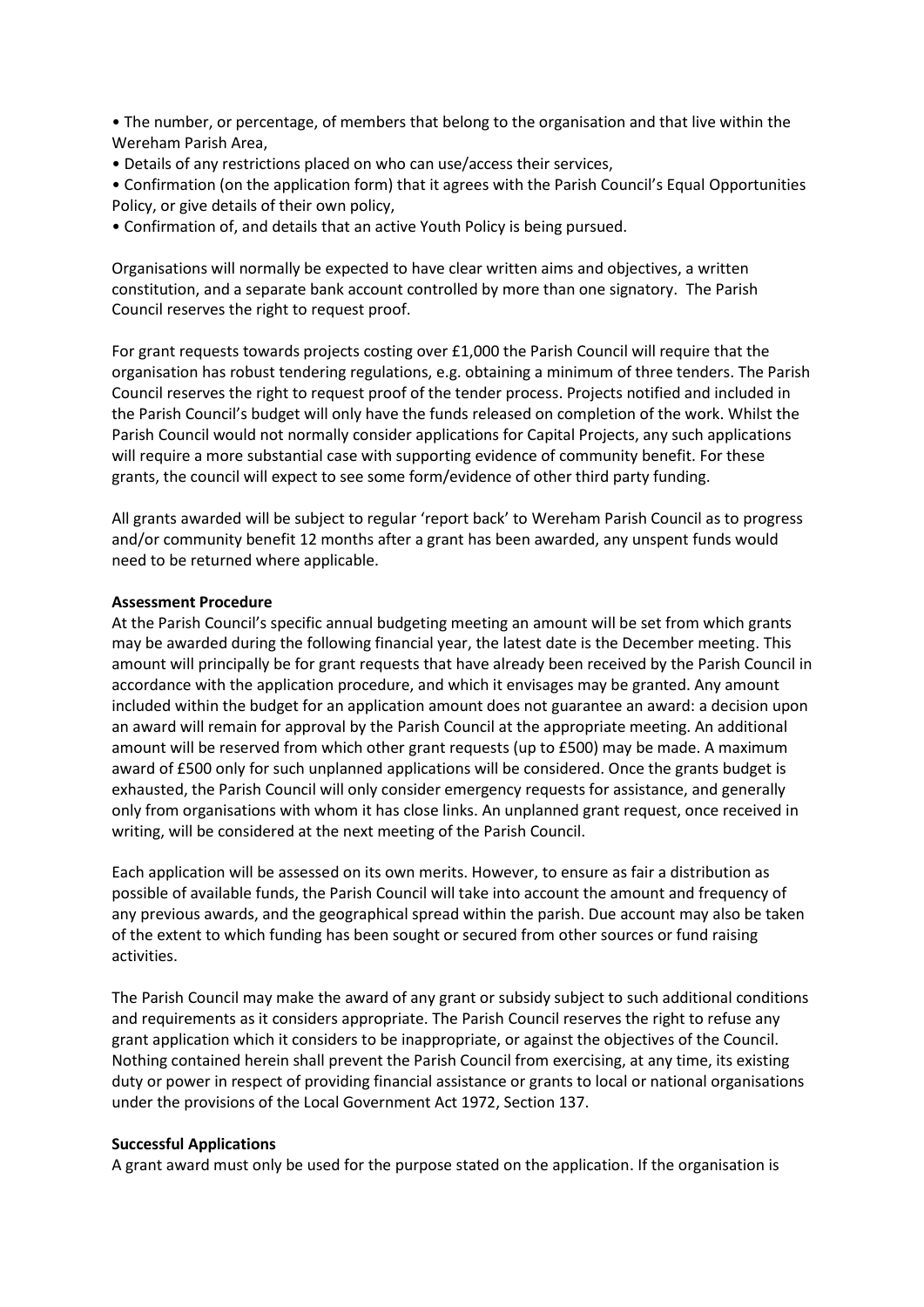- The number, or percentage, of members that belong to the organisation and that live within the Wereham Parish Area,
- Details of any restrictions placed on who can use/access their services,
- Confirmation (on the application form) that it agrees with the Parish Council's Equal Opportunities Policy, or give details of their own policy,
- Confirmation of, and details that an active Youth Policy is being pursued.

Organisations will normally be expected to have clear written aims and objectives, a written constitution, and a separate bank account controlled by more than one signatory. The Parish Council reserves the right to request proof.

For grant requests towards projects costing over £1,000 the Parish Council will require that the organisation has robust tendering regulations, e.g. obtaining a minimum of three tenders. The Parish Council reserves the right to request proof of the tender process. Projects notified and included in the Parish Council's budget will only have the funds released on completion of the work. Whilst the Parish Council would not normally consider applications for Capital Projects, any such applications will require a more substantial case with supporting evidence of community benefit. For these grants, the council will expect to see some form/evidence of other third party funding.

All grants awarded will be subject to regular 'report back' to Wereham Parish Council as to progress and/or community benefit 12 months after a grant has been awarded, any unspent funds would need to be returned where applicable.

**Assessment Procedure**

At the Parish Council's specific annual budgeting meeting an amount will be set from which grants may be awarded during the following financial year, the latest date is the December meeting. This amount will principally be for grant requests that have already been received by the Parish Council in accordance with the application procedure, and which it envisages may be granted. Any amount included within the budget for an application amount does not guarantee an award: a decision upon an award will remain for approval by the Parish Council at the appropriate meeting. An additional amount will be reserved from which other grant requests (up to £500) may be made. A maximum award of £500 only for such unplanned applications will be considered. Once the grants budget is exhausted, the Parish Council will only consider emergency requests for assistance, and generally only from organisations with whom it has close links. An unplanned grant request, once received in writing, will be considered at the next meeting of the Parish Council.

Each application will be assessed on its own merits. However, to ensure as fair a distribution as possible of available funds, the Parish Council will take into account the amount and frequency of any previous awards, and the geographical spread within the parish. Due account may also be taken of the extent to which funding has been sought or secured from other sources or fund raising activities.

The Parish Council may make the award of any grant or subsidy subject to such additional conditions and requirements as it considers appropriate. The Parish Council reserves the right to refuse any grant application which it considers to be inappropriate, or against the objectives of the Council. Nothing contained herein shall prevent the Parish Council from exercising, at any time, its existing duty or power in respect of providing financial assistance or grants to local or national organisations under the provisions of the Local Government Act 1972, Section 137.

**Successful Applications**

A grant award must only be used for the purpose stated on the application. If the organisation is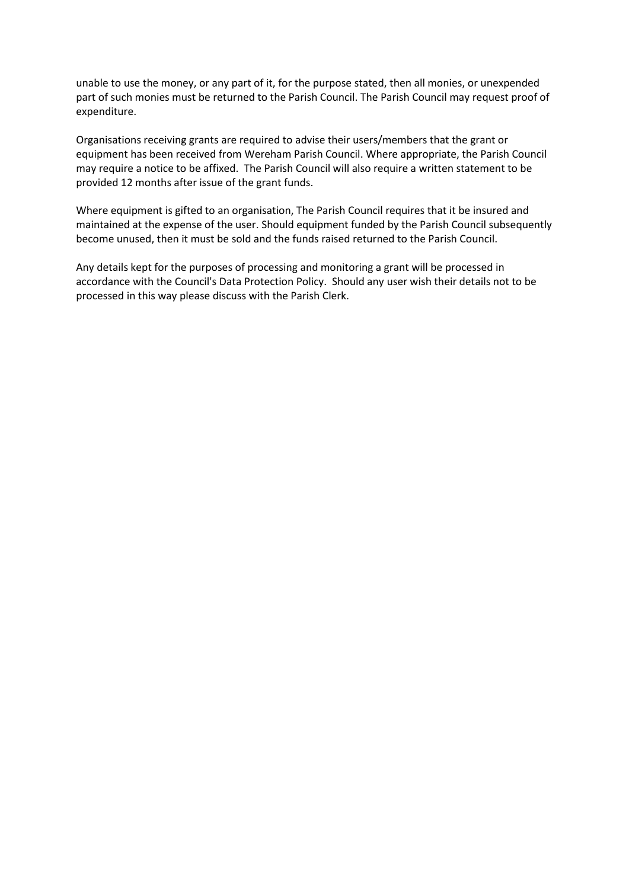unable to use the money, or any part of it, for the purpose stated, then all monies, or unexpended part of such monies must be returned to the Parish Council. The Parish Council may request proof of expenditure.

Organisations receiving grants are required to advise their users/members that the grant or equipment has been received from Wereham Parish Council. Where appropriate, the Parish Council may require a notice to be affixed. The Parish Council will also require a written statement to be provided 12 months after issue of the grant funds.

Where equipment is gifted to an organisation, The Parish Council requires that it be insured and maintained at the expense of the user. Should equipment funded by the Parish Council subsequently become unused, then it must be sold and the funds raised returned to the Parish Council.

Any details kept for the purposes of processing and monitoring a grant will be processed in accordance with the Council's Data Protection Policy. Should any user wish their details not to be processed in this way please discuss with the Parish Clerk.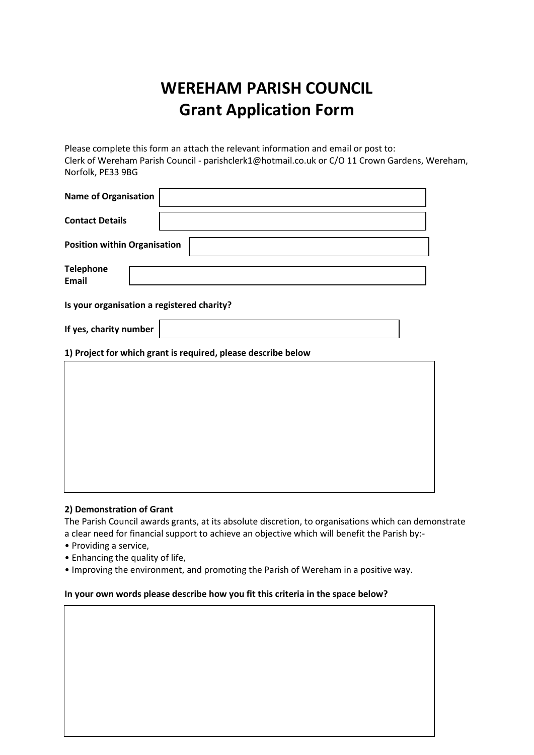# WEREHAM PARISH COUNCIL
# Grant Application Form

Please complete this form an attach the relevant information and email or post to:
Clerk of Wereham Parish Council - parishclerk1@hotmail.co.uk or C/O 11 Crown Gardens, Wereham, Norfolk, PE33 9BG

**Name of Organisation**

**Contact Details**

**Position within Organisation**

**Telephone**
**Email**

**Is your organisation a registered charity?**

**If yes, charity number**

**1) Project for which grant is required, please describe below**

**2) Demonstration of Grant**

The Parish Council awards grants, at its absolute discretion, to organisations which can demonstrate a clear need for financial support to achieve an objective which will benefit the Parish by:-

- Providing a service,
- Enhancing the quality of life,
- Improving the environment, and promoting the Parish of Wereham in a positive way.

**In your own words please describe how you fit this criteria in the space below?**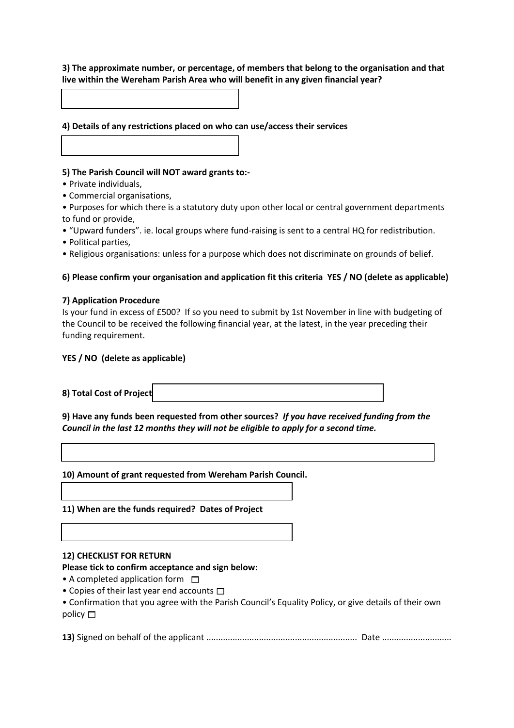**3) The approximate number, or percentage, of members that belong to the organisation and that live within the Wereham Parish Area who will benefit in any given financial year?**

**4) Details of any restrictions placed on who can use/access their services**

**5) The Parish Council will NOT award grants to:-**

- Private individuals,
- Commercial organisations,
- Purposes for which there is a statutory duty upon other local or central government departments to fund or provide,
- "Upward funders". ie. local groups where fund-raising is sent to a central HQ for redistribution.
- Political parties,
- Religious organisations: unless for a purpose which does not discriminate on grounds of belief.

**6) Please confirm your organisation and application fit this criteria YES / NO (delete as applicable)**

**7) Application Procedure**

Is your fund in excess of £500? If so you need to submit by 1st November in line with budgeting of the Council to be received the following financial year, at the latest, in the year preceding their funding requirement.

**YES / NO (delete as applicable)**

**8) Total Cost of Project**

**9) Have any funds been requested from other sources?** ***If you have received funding from the Council in the last 12 months they will not be eligible to apply for a second time.***

**10) Amount of grant requested from Wereham Parish Council.**

**11) When are the funds required? Dates of Project**

**12) CHECKLIST FOR RETURN**

**Please tick to confirm acceptance and sign below:**

- A completed application form ☐
- Copies of their last year end accounts ☐
- Confirmation that you agree with the Parish Council's Equality Policy, or give details of their own policy ☐

**13)** Signed on behalf of the applicant .............................................................. Date ............................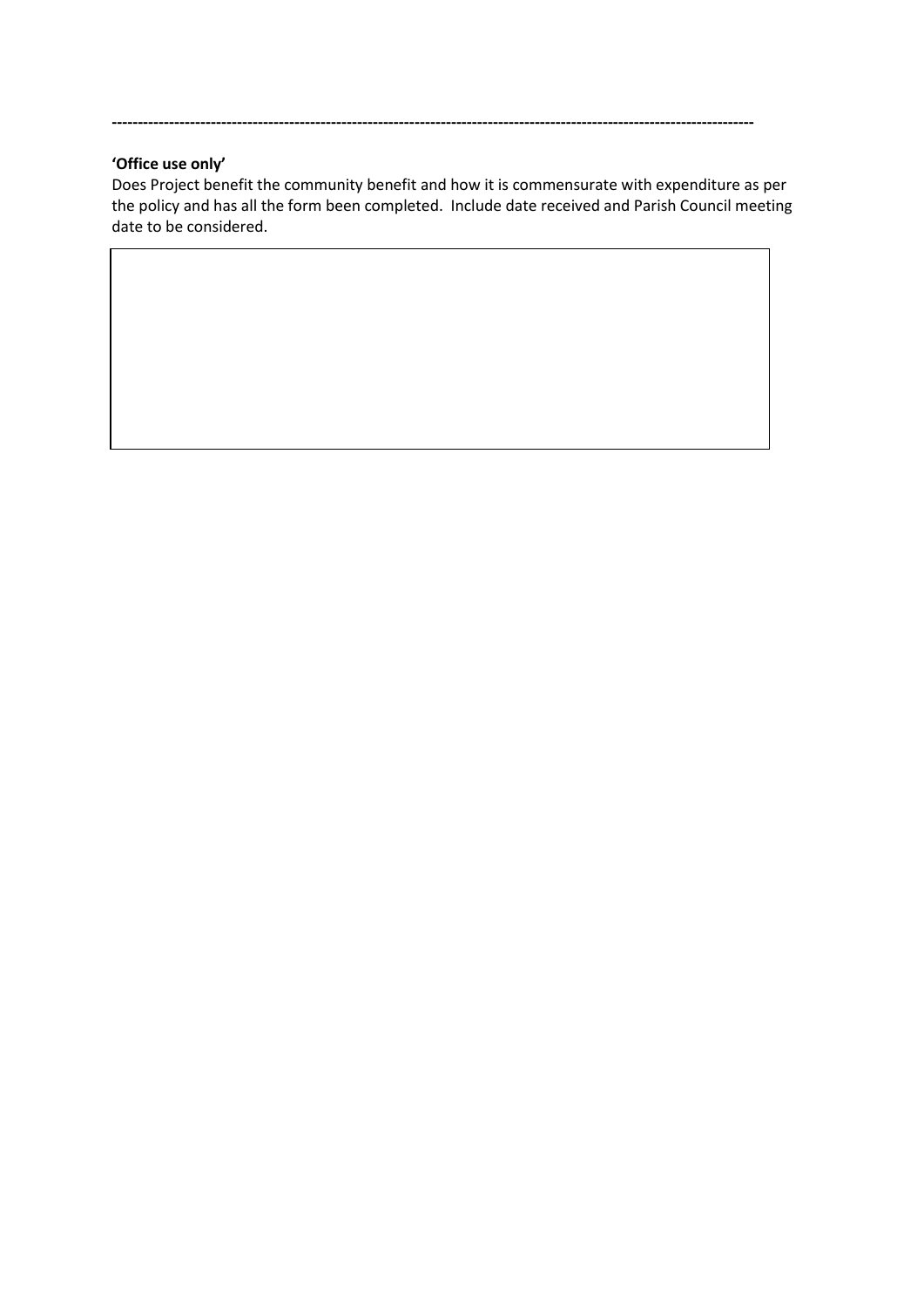------------------------------------------------------------------------------------------------------------------------

**'Office use only'**

Does Project benefit the community benefit and how it is commensurate with expenditure as per the policy and has all the form been completed. Include date received and Parish Council meeting date to be considered.